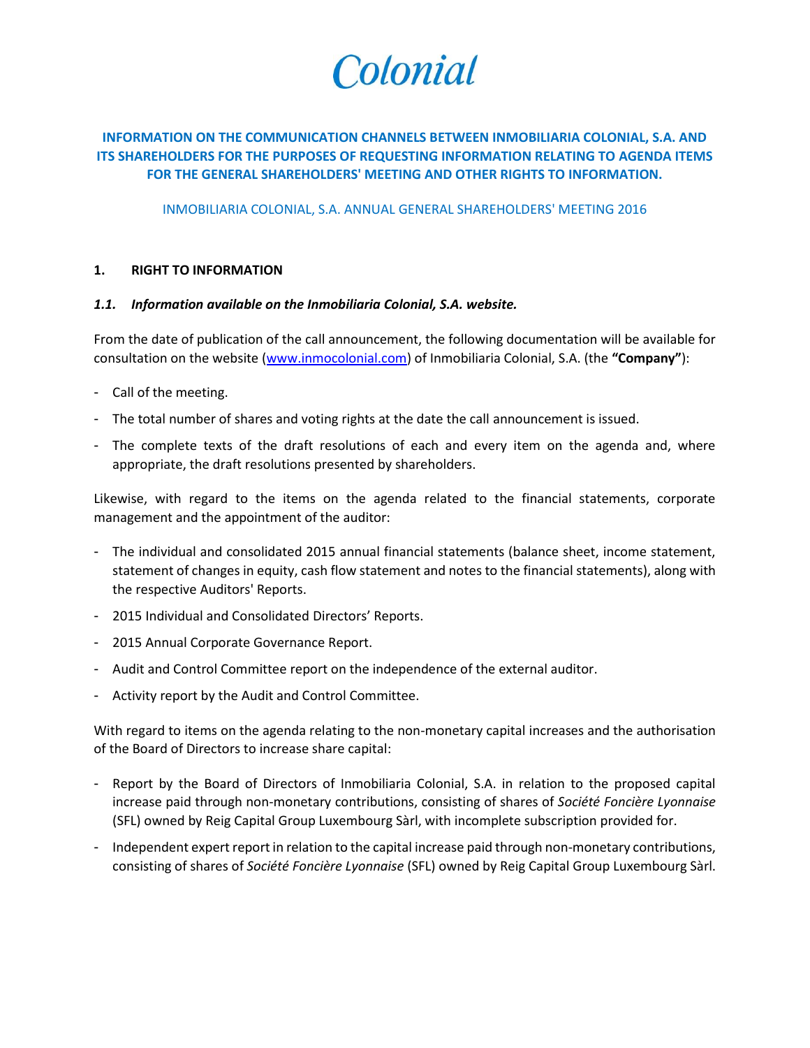# Colonial

## INFORMATION ON THE COMMUNICATION CHANNELS BETWEEN INMOBILIARIA COLONIAL, S.A. AND ITS SHAREHOLDERS FOR THE PURPOSES OF REQUESTING INFORMATION RELATING TO AGENDA ITEMS FOR THE GENERAL SHAREHOLDERS' MEETING AND OTHER RIGHTS TO INFORMATION.

INMOBILIARIA COLONIAL, S.A. ANNUAL GENERAL SHAREHOLDERS' MEETING 2016

### 1. RIGHT TO INFORMATION

#### *1.1. Information available on the Inmobiliaria Colonial, S.A. website.*

From the date of publication of the call announcement, the following documentation will be available for consultation on the website (www.inmocolonial.com) of Inmobiliaria Colonial, S.A. (the **"Company"**):

- Call of the meeting.
- The total number of shares and voting rights at the date the call announcement is issued.
- The complete texts of the draft resolutions of each and every item on the agenda and, where appropriate, the draft resolutions presented by shareholders.

Likewise, with regard to the items on the agenda related to the financial statements, corporate management and the appointment of the auditor:

- The individual and consolidated 2015 annual financial statements (balance sheet, income statement, statement of changes in equity, cash flow statement and notes to the financial statements), along with the respective Auditors' Reports.
- 2015 Individual and Consolidated Directors' Reports.
- 2015 Annual Corporate Governance Report.
- Audit and Control Committee report on the independence of the external auditor.
- Activity report by the Audit and Control Committee.

With regard to items on the agenda relating to the non-monetary capital increases and the authorisation of the Board of Directors to increase share capital:

- Report by the Board of Directors of Inmobiliaria Colonial, S.A. in relation to the proposed capital increase paid through non-monetary contributions, consisting of shares of *Société Foncière Lyonnaise* (SFL) owned by Reig Capital Group Luxembourg Sàrl, with incomplete subscription provided for.
- Independent expert report in relation to the capital increase paid through non-monetary contributions, consisting of shares of *Société Foncière Lyonnaise* (SFL) owned by Reig Capital Group Luxembourg Sàrl.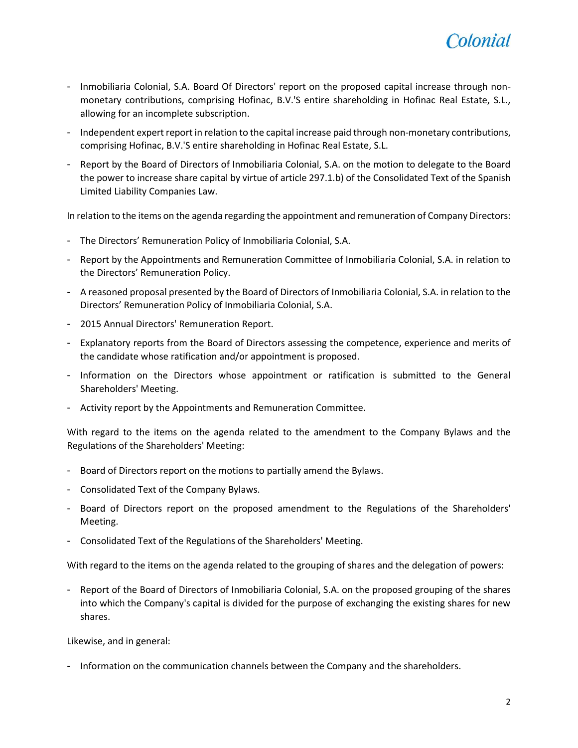- Inmobiliaria Colonial, S.A. Board Of Directors' report on the proposed capital increase through non-monetary contributions, comprising Hofinac, B.V.'S entire shareholding in Hofinac Real Estate, S.L., allowing for an incomplete subscription.
- Independent expert report in relation to the capital increase paid through non-monetary contributions, comprising Hofinac, B.V.'S entire shareholding in Hofinac Real Estate, S.L.
- Report by the Board of Directors of Inmobiliaria Colonial, S.A. on the motion to delegate to the Board the power to increase share capital by virtue of article 297.1.b) of the Consolidated Text of the Spanish Limited Liability Companies Law.

In relation to the items on the agenda regarding the appointment and remuneration of Company Directors:

- The Directors' Remuneration Policy of Inmobiliaria Colonial, S.A.
- Report by the Appointments and Remuneration Committee of Inmobiliaria Colonial, S.A. in relation to the Directors' Remuneration Policy.
- A reasoned proposal presented by the Board of Directors of Inmobiliaria Colonial, S.A. in relation to the Directors' Remuneration Policy of Inmobiliaria Colonial, S.A.
- 2015 Annual Directors' Remuneration Report.
- Explanatory reports from the Board of Directors assessing the competence, experience and merits of the candidate whose ratification and/or appointment is proposed.
- Information on the Directors whose appointment or ratification is submitted to the General Shareholders' Meeting.
- Activity report by the Appointments and Remuneration Committee.

With regard to the items on the agenda related to the amendment to the Company Bylaws and the Regulations of the Shareholders' Meeting:

- Board of Directors report on the motions to partially amend the Bylaws.
- Consolidated Text of the Company Bylaws.
- Board of Directors report on the proposed amendment to the Regulations of the Shareholders' Meeting.
- Consolidated Text of the Regulations of the Shareholders' Meeting.

With regard to the items on the agenda related to the grouping of shares and the delegation of powers:

- Report of the Board of Directors of Inmobiliaria Colonial, S.A. on the proposed grouping of the shares into which the Company's capital is divided for the purpose of exchanging the existing shares for new shares.

Likewise, and in general:

- Information on the communication channels between the Company and the shareholders.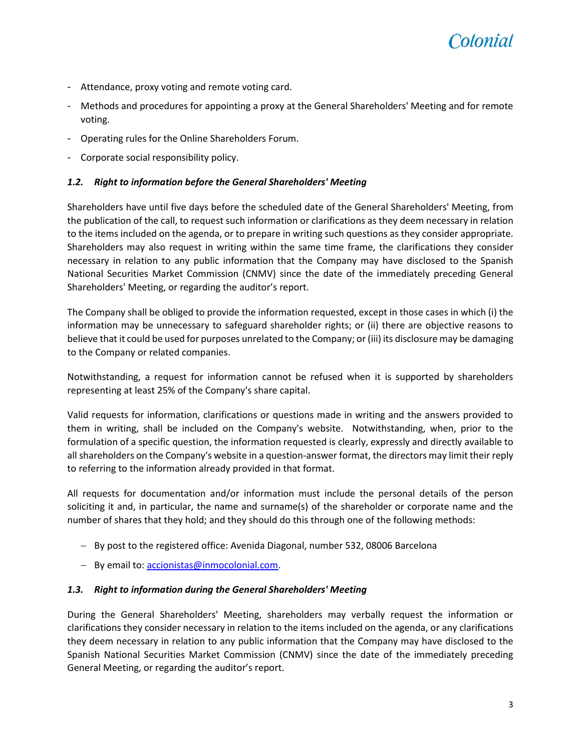- Attendance, proxy voting and remote voting card.
- Methods and procedures for appointing a proxy at the General Shareholders' Meeting and for remote voting.
- Operating rules for the Online Shareholders Forum.
- Corporate social responsibility policy.

### *1.2. Right to information before the General Shareholders' Meeting*

Shareholders have until five days before the scheduled date of the General Shareholders' Meeting, from the publication of the call, to request such information or clarifications as they deem necessary in relation to the items included on the agenda, or to prepare in writing such questions as they consider appropriate. Shareholders may also request in writing within the same time frame, the clarifications they consider necessary in relation to any public information that the Company may have disclosed to the Spanish National Securities Market Commission (CNMV) since the date of the immediately preceding General Shareholders' Meeting, or regarding the auditor's report.

The Company shall be obliged to provide the information requested, except in those cases in which (i) the information may be unnecessary to safeguard shareholder rights; or (ii) there are objective reasons to believe that it could be used for purposes unrelated to the Company; or (iii) its disclosure may be damaging to the Company or related companies.

Notwithstanding, a request for information cannot be refused when it is supported by shareholders representing at least 25% of the Company's share capital.

Valid requests for information, clarifications or questions made in writing and the answers provided to them in writing, shall be included on the Company's website. Notwithstanding, when, prior to the formulation of a specific question, the information requested is clearly, expressly and directly available to all shareholders on the Company's website in a question-answer format, the directors may limit their reply to referring to the information already provided in that format.

All requests for documentation and/or information must include the personal details of the person soliciting it and, in particular, the name and surname(s) of the shareholder or corporate name and the number of shares that they hold; and they should do this through one of the following methods:

- By post to the registered office: Avenida Diagonal, number 532, 08006 Barcelona
- By email to: accionistas@inmocolonial.com.

### *1.3. Right to information during the General Shareholders' Meeting*

During the General Shareholders' Meeting, shareholders may verbally request the information or clarifications they consider necessary in relation to the items included on the agenda, or any clarifications they deem necessary in relation to any public information that the Company may have disclosed to the Spanish National Securities Market Commission (CNMV) since the date of the immediately preceding General Meeting, or regarding the auditor's report.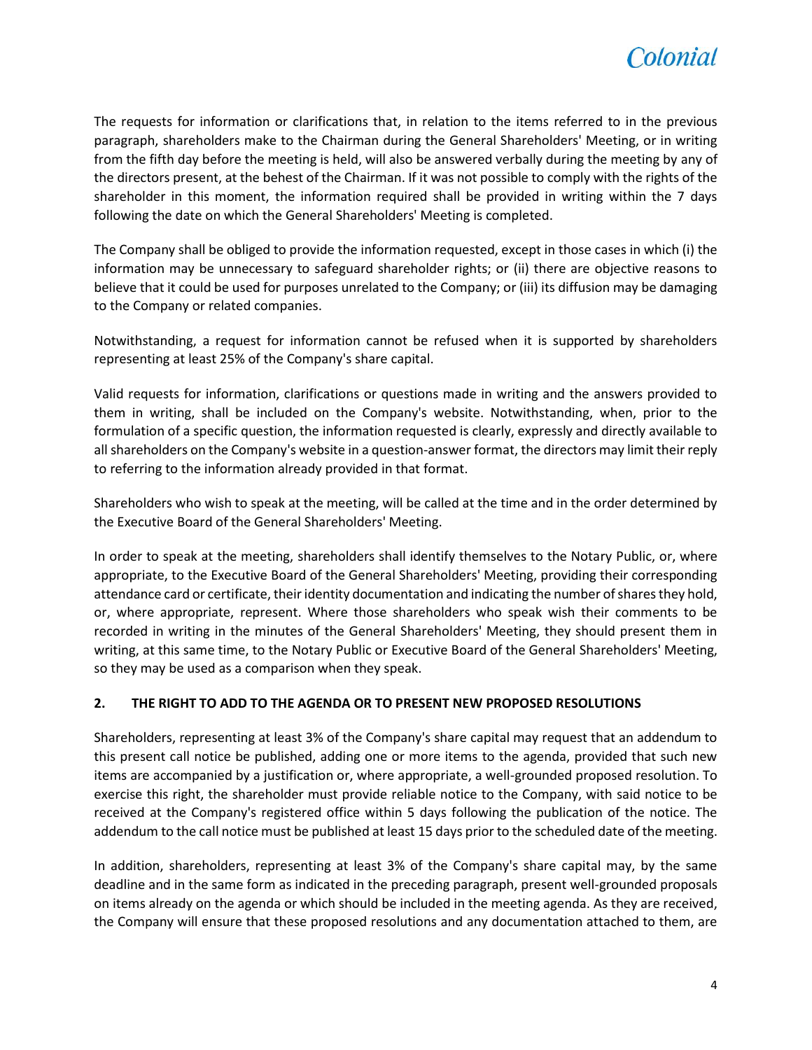The requests for information or clarifications that, in relation to the items referred to in the previous paragraph, shareholders make to the Chairman during the General Shareholders' Meeting, or in writing from the fifth day before the meeting is held, will also be answered verbally during the meeting by any of the directors present, at the behest of the Chairman. If it was not possible to comply with the rights of the shareholder in this moment, the information required shall be provided in writing within the 7 days following the date on which the General Shareholders' Meeting is completed.

The Company shall be obliged to provide the information requested, except in those cases in which (i) the information may be unnecessary to safeguard shareholder rights; or (ii) there are objective reasons to believe that it could be used for purposes unrelated to the Company; or (iii) its diffusion may be damaging to the Company or related companies.

Notwithstanding, a request for information cannot be refused when it is supported by shareholders representing at least 25% of the Company's share capital.

Valid requests for information, clarifications or questions made in writing and the answers provided to them in writing, shall be included on the Company's website. Notwithstanding, when, prior to the formulation of a specific question, the information requested is clearly, expressly and directly available to all shareholders on the Company's website in a question-answer format, the directors may limit their reply to referring to the information already provided in that format.

Shareholders who wish to speak at the meeting, will be called at the time and in the order determined by the Executive Board of the General Shareholders' Meeting.

In order to speak at the meeting, shareholders shall identify themselves to the Notary Public, or, where appropriate, to the Executive Board of the General Shareholders' Meeting, providing their corresponding attendance card or certificate, their identity documentation and indicating the number of shares they hold, or, where appropriate, represent. Where those shareholders who speak wish their comments to be recorded in writing in the minutes of the General Shareholders' Meeting, they should present them in writing, at this same time, to the Notary Public or Executive Board of the General Shareholders' Meeting, so they may be used as a comparison when they speak.

## 2. THE RIGHT TO ADD TO THE AGENDA OR TO PRESENT NEW PROPOSED RESOLUTIONS

Shareholders, representing at least 3% of the Company's share capital may request that an addendum to this present call notice be published, adding one or more items to the agenda, provided that such new items are accompanied by a justification or, where appropriate, a well-grounded proposed resolution. To exercise this right, the shareholder must provide reliable notice to the Company, with said notice to be received at the Company's registered office within 5 days following the publication of the notice. The addendum to the call notice must be published at least 15 days prior to the scheduled date of the meeting.

In addition, shareholders, representing at least 3% of the Company's share capital may, by the same deadline and in the same form as indicated in the preceding paragraph, present well-grounded proposals on items already on the agenda or which should be included in the meeting agenda. As they are received, the Company will ensure that these proposed resolutions and any documentation attached to them, are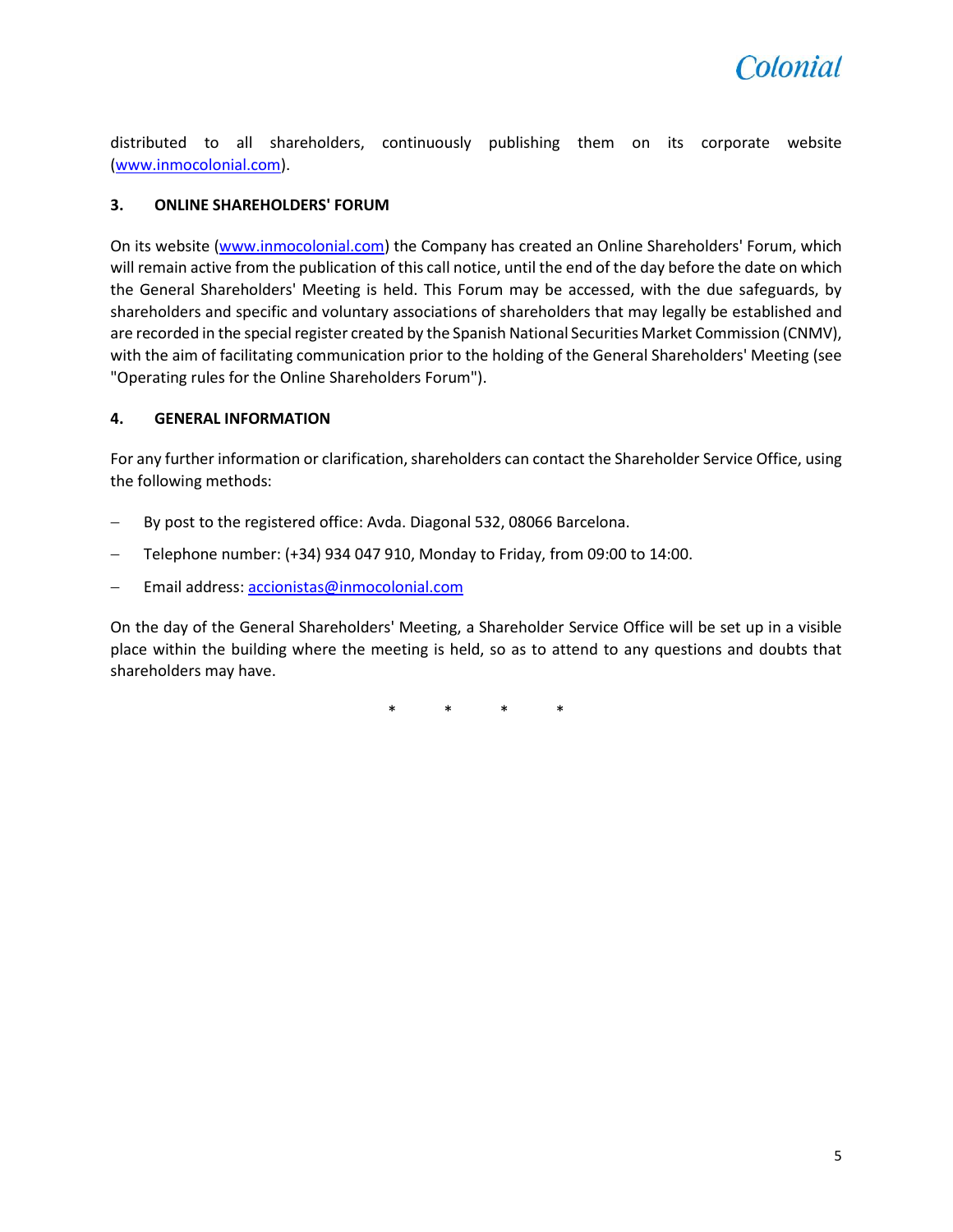distributed to all shareholders, continuously publishing them on its corporate website (www.inmocolonial.com).

### 3. ONLINE SHAREHOLDERS' FORUM

On its website (www.inmocolonial.com) the Company has created an Online Shareholders' Forum, which will remain active from the publication of this call notice, until the end of the day before the date on which the General Shareholders' Meeting is held. This Forum may be accessed, with the due safeguards, by shareholders and specific and voluntary associations of shareholders that may legally be established and are recorded in the special register created by the Spanish National Securities Market Commission (CNMV), with the aim of facilitating communication prior to the holding of the General Shareholders' Meeting (see "Operating rules for the Online Shareholders Forum").

### 4. GENERAL INFORMATION

For any further information or clarification, shareholders can contact the Shareholder Service Office, using the following methods:

- By post to the registered office: Avda. Diagonal 532, 08066 Barcelona.
- Telephone number: (+34) 934 047 910, Monday to Friday, from 09:00 to 14:00.
- Email address: accionistas@inmocolonial.com

On the day of the General Shareholders' Meeting, a Shareholder Service Office will be set up in a visible place within the building where the meeting is held, so as to attend to any questions and doubts that shareholders may have.

\*     \*     \*     \*